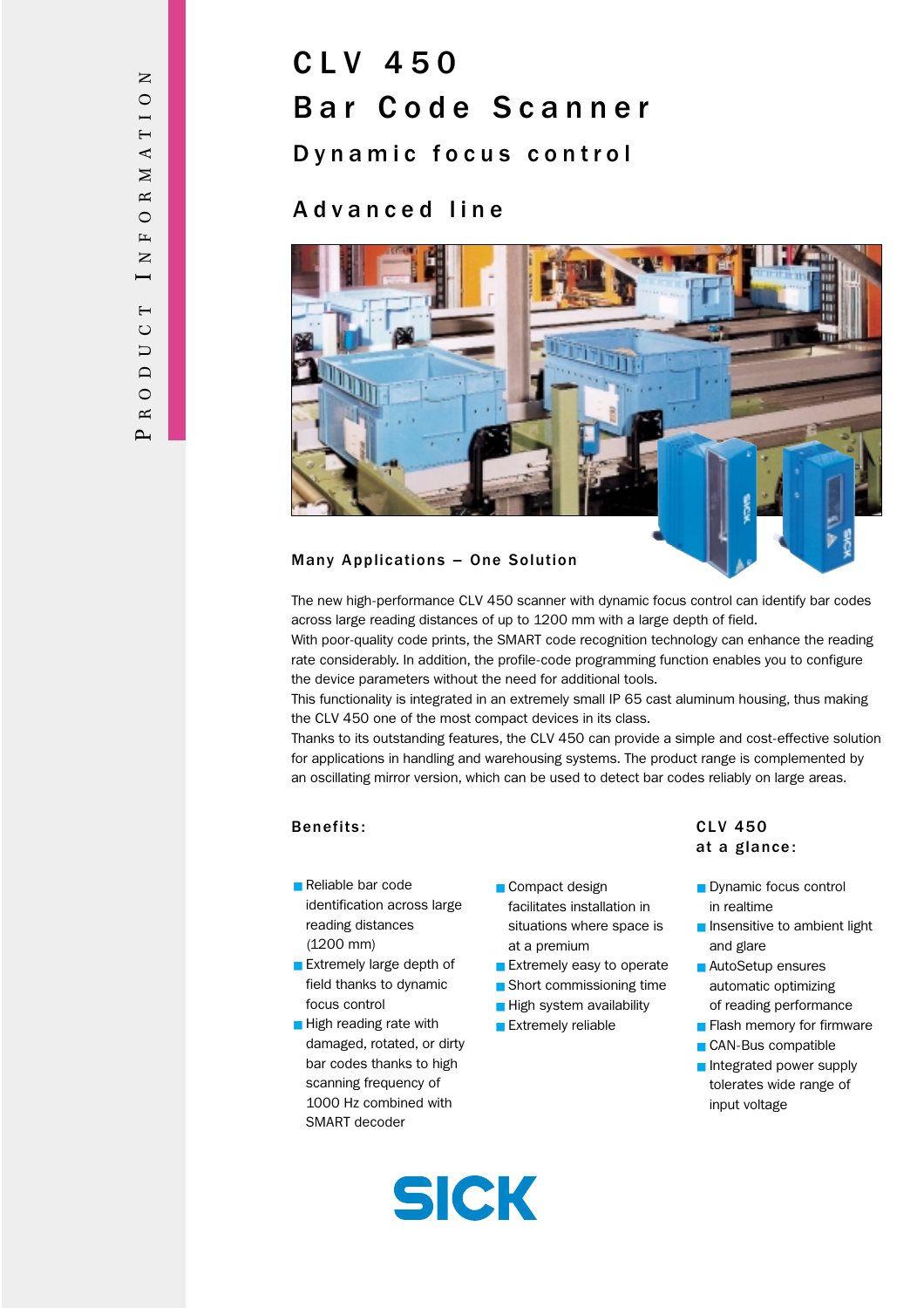# CLV 450 Bar Code Scanner

## Dynamic focus control

## Advanced line

### Many Applications – One Solution

The new high-performance CLV 450 scanner with dynamic focus control can identify bar codes across large reading distances of up to 1200 mm with a large depth of field.
With poor-quality code prints, the SMART code recognition technology can enhance the reading rate considerably. In addition, the profile-code programming function enables you to configure the device parameters without the need for additional tools.
This functionality is integrated in an extremely small IP 65 cast aluminum housing, thus making the CLV 450 one of the most compact devices in its class.
Thanks to its outstanding features, the CLV 450 can provide a simple and cost-effective solution for applications in handling and warehousing systems. The product range is complemented by an oscillating mirror version, which can be used to detect bar codes reliably on large areas.

### Benefits:

- Reliable bar code identification across large reading distances (1200 mm)
- Extremely large depth of field thanks to dynamic focus control
- High reading rate with damaged, rotated, or dirty bar codes thanks to high scanning frequency of 1000 Hz combined with SMART decoder
- Compact design facilitates installation in situations where space is at a premium
- Extremely easy to operate
- Short commissioning time
- High system availability
- Extremely reliable

### CLV 450 at a glance:

- Dynamic focus control in realtime
- Insensitive to ambient light and glare
- AutoSetup ensures automatic optimizing of reading performance
- Flash memory for firmware
- CAN-Bus compatible
- Integrated power supply tolerates wide range of input voltage

SICK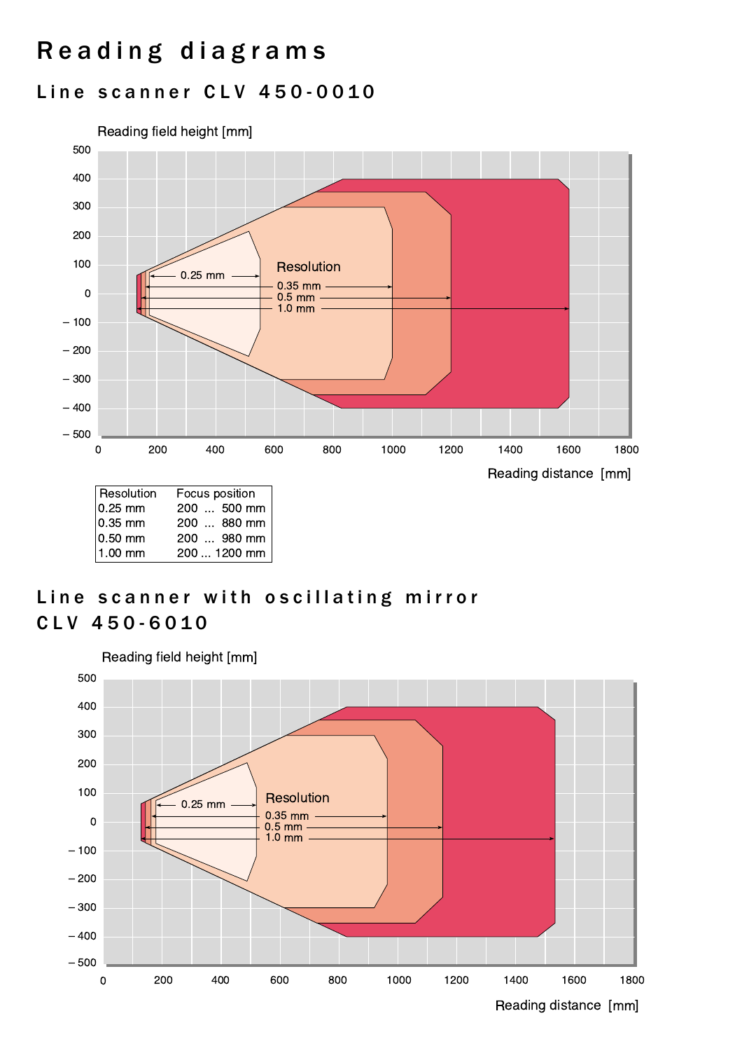# Reading diagrams

## Line scanner CLV 450-0010

Reading field height [mm]

Resolution

0.25 mm

0.35 mm

0.5 mm

1.0 mm

Reading distance [mm]

| Resolution | Focus position |
|---|---|
| 0.25 mm | 200 ... 500 mm |
| 0.35 mm | 200 ... 880 mm |
| 0.50 mm | 200 ... 980 mm |
| 1.00 mm | 200 ... 1200 mm |

## Line scanner with oscillating mirror CLV 450-6010

Reading field height [mm]

Resolution

0.25 mm

0.35 mm

0.5 mm

1.0 mm

Reading distance [mm]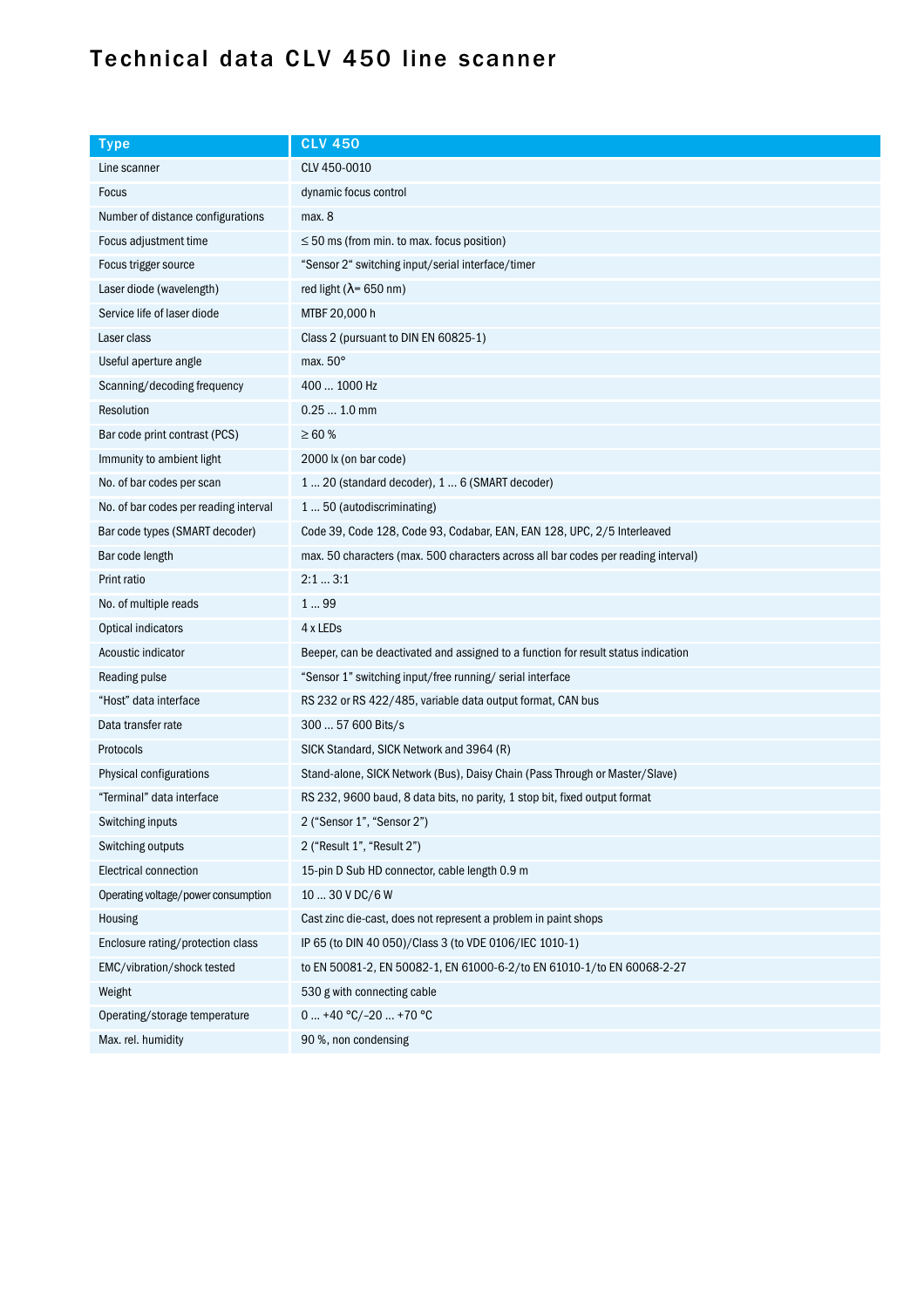# Technical data CLV 450 line scanner

| Type | CLV 450 |
|---|---|
| Line scanner | CLV 450-0010 |
| Focus | dynamic focus control |
| Number of distance configurations | max. 8 |
| Focus adjustment time | ≤ 50 ms (from min. to max. focus position) |
| Focus trigger source | “Sensor 2“ switching input/serial interface/timer |
| Laser diode (wavelength) | red light (λ= 650 nm) |
| Service life of laser diode | MTBF 20,000 h |
| Laser class | Class 2 (pursuant to DIN EN 60825-1) |
| Useful aperture angle | max. 50° |
| Scanning/decoding frequency | 400 ... 1000 Hz |
| Resolution | 0.25 ... 1.0 mm |
| Bar code print contrast (PCS) | ≥ 60 % |
| Immunity to ambient light | 2000 lx (on bar code) |
| No. of bar codes per scan | 1 ... 20 (standard decoder), 1 ... 6 (SMART decoder) |
| No. of bar codes per reading interval | 1 ... 50 (autodiscriminating) |
| Bar code types (SMART decoder) | Code 39, Code 128, Code 93, Codabar, EAN, EAN 128, UPC, 2/5 Interleaved |
| Bar code length | max. 50 characters (max. 500 characters across all bar codes per reading interval) |
| Print ratio | 2:1 ... 3:1 |
| No. of multiple reads | 1 ... 99 |
| Optical indicators | 4 x LEDs |
| Acoustic indicator | Beeper, can be deactivated and assigned to a function for result status indication |
| Reading pulse | “Sensor 1” switching input/free running/ serial interface |
| “Host” data interface | RS 232 or RS 422/485, variable data output format, CAN bus |
| Data transfer rate | 300 ... 57 600 Bits/s |
| Protocols | SICK Standard, SICK Network and 3964 (R) |
| Physical configurations | Stand-alone, SICK Network (Bus), Daisy Chain (Pass Through or Master/Slave) |
| “Terminal” data interface | RS 232, 9600 baud, 8 data bits, no parity, 1 stop bit, fixed output format |
| Switching inputs | 2 (“Sensor 1”, “Sensor 2”) |
| Switching outputs | 2 (“Result 1”, “Result 2”) |
| Electrical connection | 15-pin D Sub HD connector, cable length 0.9 m |
| Operating voltage/power consumption | 10 ... 30 V DC/6 W |
| Housing | Cast zinc die-cast, does not represent a problem in paint shops |
| Enclosure rating/protection class | IP 65 (to DIN 40 050)/Class 3 (to VDE 0106/IEC 1010-1) |
| EMC/vibration/shock tested | to EN 50081-2, EN 50082-1, EN 61000-6-2/to EN 61010-1/to EN 60068-2-27 |
| Weight | 530 g with connecting cable |
| Operating/storage temperature | 0 ... +40 °C/–20 ... +70 °C |
| Max. rel. humidity | 90 %, non condensing |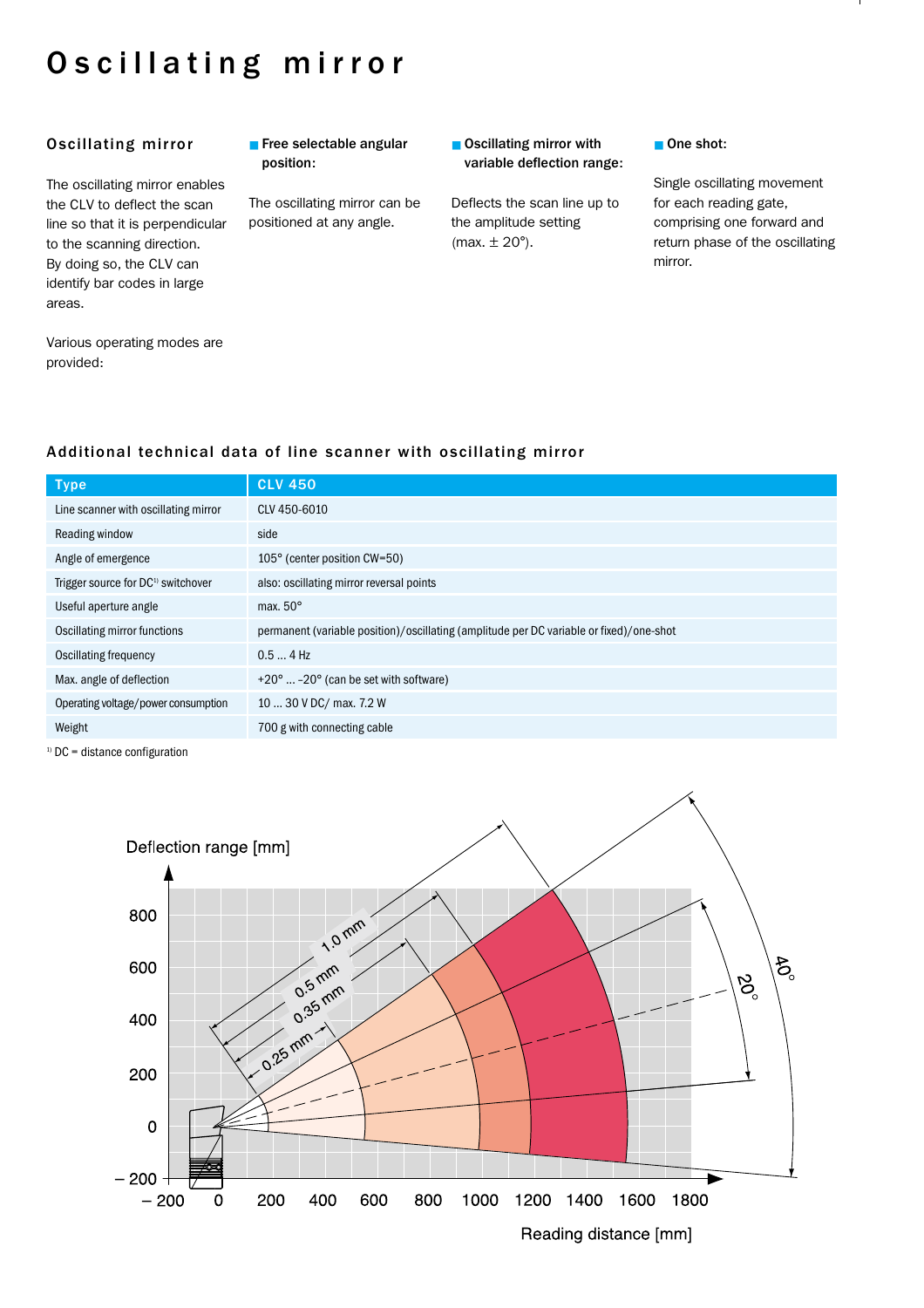# Oscillating mirror

## Oscillating mirror

The oscillating mirror enables the CLV to deflect the scan line so that it is perpendicular to the scanning direction. By doing so, the CLV can identify bar codes in large areas.

Various operating modes are provided:

- **Free selectable angular position:**

  The oscillating mirror can be positioned at any angle.

- **Oscillating mirror with variable deflection range:**

  Deflects the scan line up to the amplitude setting (max. ± 20°).

- **One shot:**

  Single oscillating movement for each reading gate, comprising one forward and return phase of the oscillating mirror.

## Additional technical data of line scanner with oscillating mirror

| Type | CLV 450 |
|---|---|
| Line scanner with oscillating mirror | CLV 450-6010 |
| Reading window | side |
| Angle of emergence | 105° (center position CW=50) |
| Trigger source for DC[1] switchover | also: oscillating mirror reversal points |
| Useful aperture angle | max. 50° |
| Oscillating mirror functions | permanent (variable position)/oscillating (amplitude per DC variable or fixed)/one-shot |
| Oscillating frequency | 0.5 ... 4 Hz |
| Max. angle of deflection | +20° ... -20° (can be set with software) |
| Operating voltage/power consumption | 10 ... 30 V DC/ max. 7.2 W |
| Weight | 700 g with connecting cable |

[1] DC = distance configuration

Deflection range [mm]

Reading distance [mm]

0.25 mm, 0.35 mm, 0.5 mm, 1.0 mm, 20°, 40°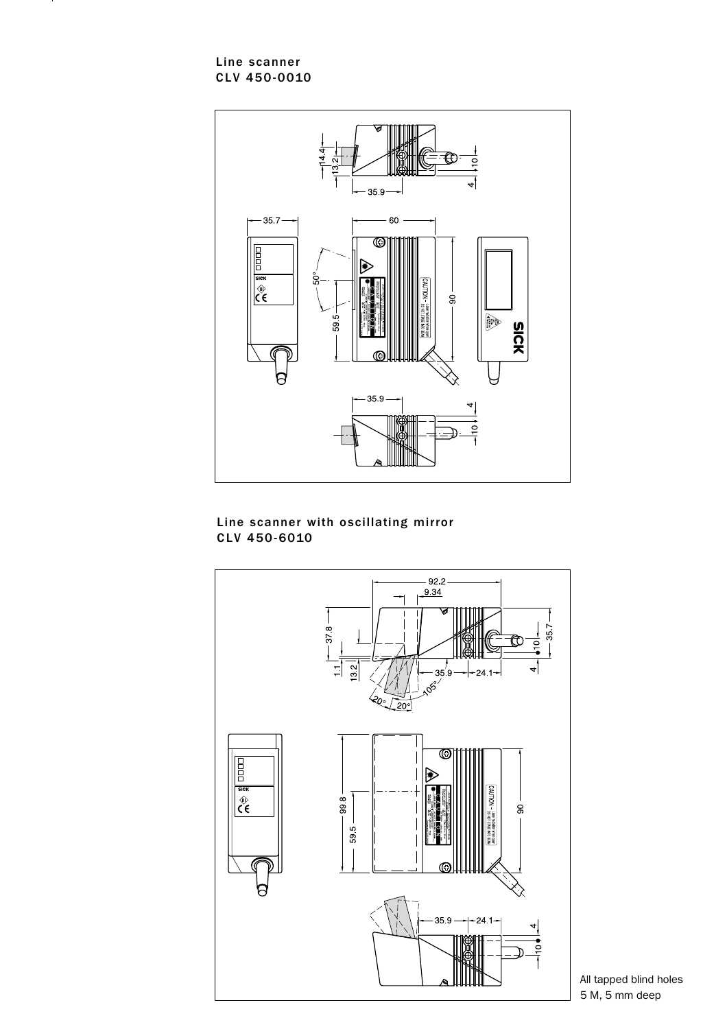## Line scanner
## CLV 450-0010

## Line scanner with oscillating mirror
## CLV 450-6010

All tapped blind holes
5 M, 5 mm deep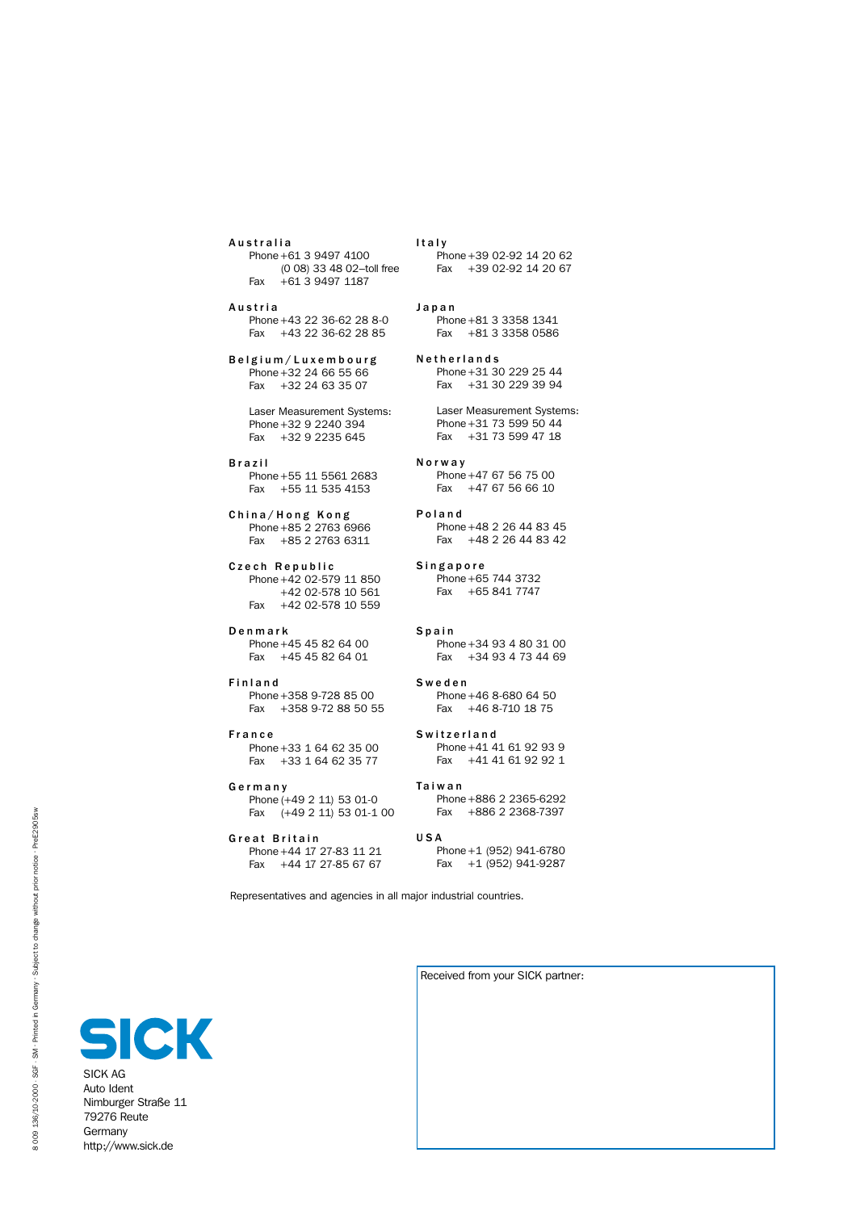**Australia**
Phone +61 3 9497 4100
(0 08) 33 48 02–toll free
Fax +61 3 9497 1187

**Austria**
Phone +43 22 36-62 28 8-0
Fax +43 22 36-62 28 85

**Belgium/Luxembourg**
Phone +32 24 66 55 66
Fax +32 24 63 35 07

Laser Measurement Systems:
Phone +32 9 2240 394
Fax +32 9 2235 645

**Brazil**
Phone +55 11 5561 2683
Fax +55 11 535 4153

**China/Hong Kong**
Phone +85 2 2763 6966
Fax +85 2 2763 6311

**Czech Republic**
Phone +42 02-579 11 850
+42 02-578 10 561
Fax +42 02-578 10 559

**Denmark**
Phone +45 45 82 64 00
Fax +45 45 82 64 01

**Finland**
Phone +358 9-728 85 00
Fax +358 9-72 88 50 55

**France**
Phone +33 1 64 62 35 00
Fax +33 1 64 62 35 77

**Germany**
Phone (+49 2 11) 53 01-0
Fax (+49 2 11) 53 01-1 00

**Great Britain**
Phone +44 17 27-83 11 21
Fax +44 17 27-85 67 67

**Italy**
Phone +39 02-92 14 20 62
Fax +39 02-92 14 20 67

**Japan**
Phone +81 3 3358 1341
Fax +81 3 3358 0586

**Netherlands**
Phone +31 30 229 25 44
Fax +31 30 229 39 94

Laser Measurement Systems:
Phone +31 73 599 50 44
Fax +31 73 599 47 18

**Norway**
Phone +47 67 56 75 00
Fax +47 67 56 66 10

**Poland**
Phone +48 2 26 44 83 45
Fax +48 2 26 44 83 42

**Singapore**
Phone +65 744 3732
Fax +65 841 7747

**Spain**
Phone +34 93 4 80 31 00
Fax +34 93 4 73 44 69

**Sweden**
Phone +46 8-680 64 50
Fax +46 8-710 18 75

**Switzerland**
Phone +41 41 61 92 93 9
Fax +41 41 61 92 92 1

**Taiwan**
Phone +886 2 2365-6292
Fax +886 2 2368-7397

**USA**
Phone +1 (952) 941-6780
Fax +1 (952) 941-9287

Representatives and agencies in all major industrial countries.

Received from your SICK partner:

SICK

SICK AG
Auto Ident
Nimburger Straße 11
79276 Reute
Germany
http://www.sick.de

8 009 136/10-2000 · SGF · SM · Printed in Germany · Subject to change without prior notice · PrеE2905sw